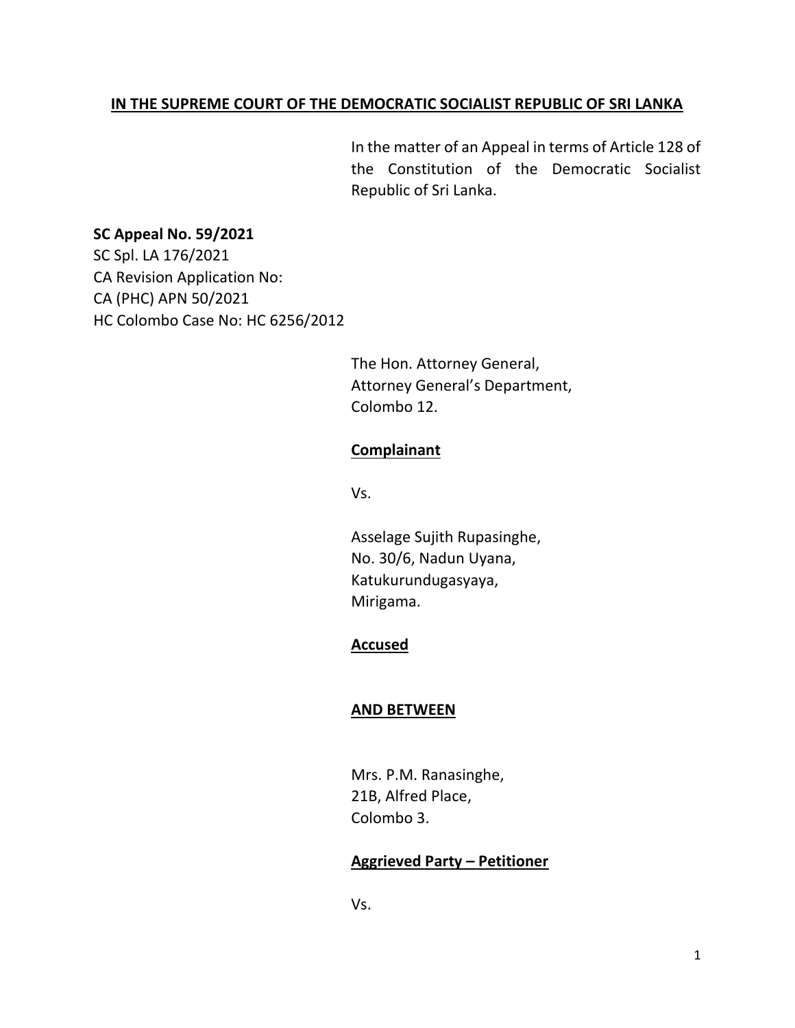**IN THE SUPREME COURT OF THE DEMOCRATIC SOCIALIST REPUBLIC OF SRI LANKA**

In the matter of an Appeal in terms of Article 128 of the Constitution of the Democratic Socialist Republic of Sri Lanka.

**SC Appeal No. 59/2021**
SC Spl. LA 176/2021
CA Revision Application No:
CA (PHC) APN 50/2021
HC Colombo Case No: HC 6256/2012

The Hon. Attorney General,
Attorney General's Department,
Colombo 12.

**Complainant**

Vs.

Asselage Sujith Rupasinghe,
No. 30/6, Nadun Uyana,
Katukurundugasyaya,
Mirigama.

**Accused**

**AND BETWEEN**

Mrs. P.M. Ranasinghe,
21B, Alfred Place,
Colombo 3.

**Aggrieved Party – Petitioner**

Vs.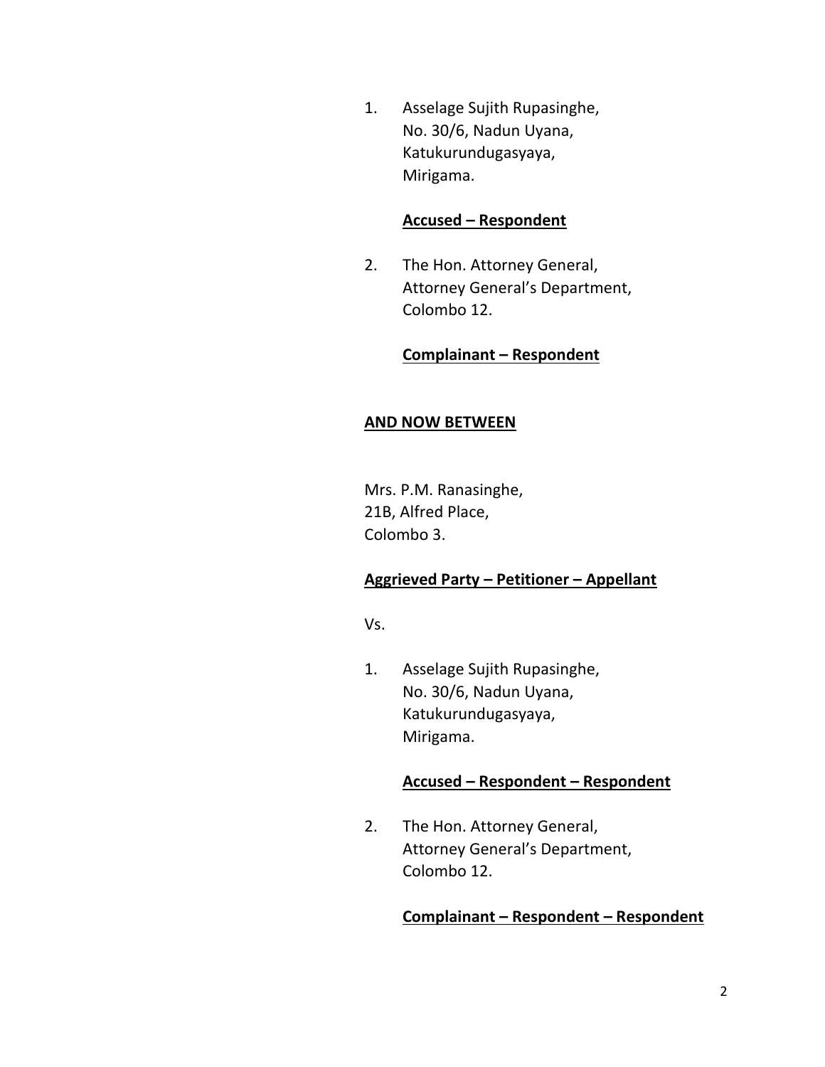1. Asselage Sujith Rupasinghe,
   No. 30/6, Nadun Uyana,
   Katukurundugasyaya,
   Mirigama.

   **<u>Accused – Respondent</u>**

2. The Hon. Attorney General,
   Attorney General's Department,
   Colombo 12.

   **<u>Complainant – Respondent</u>**

**<u>AND NOW BETWEEN</u>**

Mrs. P.M. Ranasinghe,
21B, Alfred Place,
Colombo 3.

**<u>Aggrieved Party – Petitioner – Appellant</u>**

Vs.

1. Asselage Sujith Rupasinghe,
   No. 30/6, Nadun Uyana,
   Katukurundugasyaya,
   Mirigama.

   **<u>Accused – Respondent – Respondent</u>**

2. The Hon. Attorney General,
   Attorney General's Department,
   Colombo 12.

   **<u>Complainant – Respondent – Respondent</u>**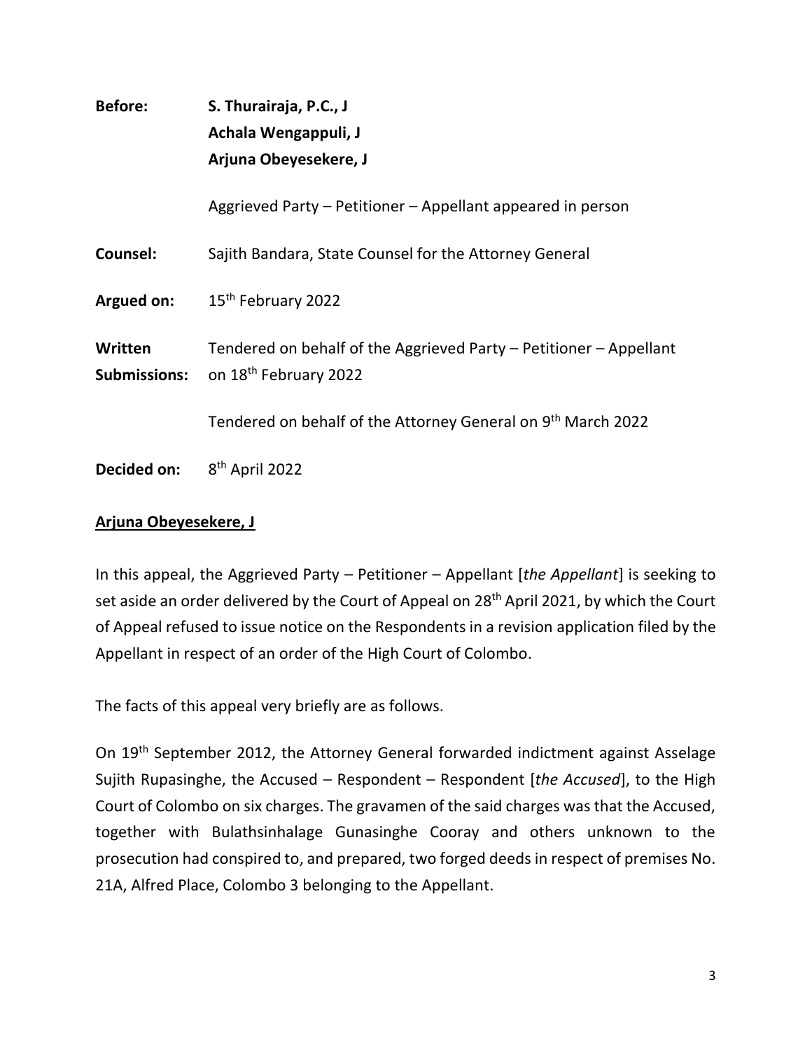**Before:** **S. Thurairaja, P.C., J**
**Achala Wengappuli, J**
**Arjuna Obeyesekere, J**

Aggrieved Party – Petitioner – Appellant appeared in person

**Counsel:** Sajith Bandara, State Counsel for the Attorney General

**Argued on:** 15th February 2022

**Written Submissions:** Tendered on behalf of the Aggrieved Party – Petitioner – Appellant on 18th February 2022

Tendered on behalf of the Attorney General on 9th March 2022

**Decided on:** 8th April 2022

**Arjuna Obeyesekere, J**

In this appeal, the Aggrieved Party – Petitioner – Appellant [*the Appellant*] is seeking to set aside an order delivered by the Court of Appeal on 28th April 2021, by which the Court of Appeal refused to issue notice on the Respondents in a revision application filed by the Appellant in respect of an order of the High Court of Colombo.

The facts of this appeal very briefly are as follows.

On 19th September 2012, the Attorney General forwarded indictment against Asselage Sujith Rupasinghe, the Accused – Respondent – Respondent [*the Accused*], to the High Court of Colombo on six charges. The gravamen of the said charges was that the Accused, together with Bulathsinhalage Gunasinghe Cooray and others unknown to the prosecution had conspired to, and prepared, two forged deeds in respect of premises No. 21A, Alfred Place, Colombo 3 belonging to the Appellant.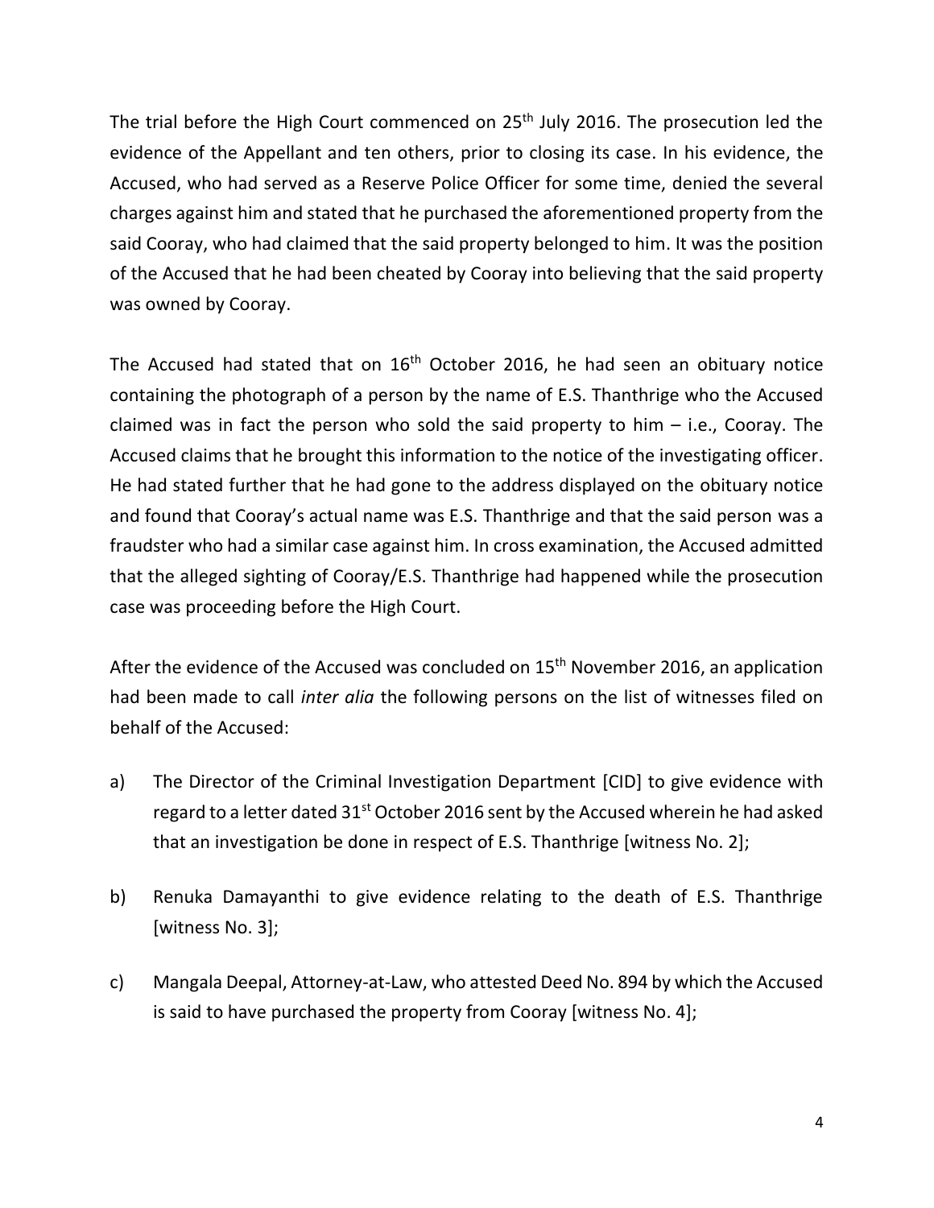The trial before the High Court commenced on 25th July 2016. The prosecution led the evidence of the Appellant and ten others, prior to closing its case. In his evidence, the Accused, who had served as a Reserve Police Officer for some time, denied the several charges against him and stated that he purchased the aforementioned property from the said Cooray, who had claimed that the said property belonged to him. It was the position of the Accused that he had been cheated by Cooray into believing that the said property was owned by Cooray.

The Accused had stated that on 16th October 2016, he had seen an obituary notice containing the photograph of a person by the name of E.S. Thanthrige who the Accused claimed was in fact the person who sold the said property to him – i.e., Cooray. The Accused claims that he brought this information to the notice of the investigating officer. He had stated further that he had gone to the address displayed on the obituary notice and found that Cooray's actual name was E.S. Thanthrige and that the said person was a fraudster who had a similar case against him. In cross examination, the Accused admitted that the alleged sighting of Cooray/E.S. Thanthrige had happened while the prosecution case was proceeding before the High Court.

After the evidence of the Accused was concluded on 15th November 2016, an application had been made to call *inter alia* the following persons on the list of witnesses filed on behalf of the Accused:

a) The Director of the Criminal Investigation Department [CID] to give evidence with regard to a letter dated 31st October 2016 sent by the Accused wherein he had asked that an investigation be done in respect of E.S. Thanthrige [witness No. 2];

b) Renuka Damayanthi to give evidence relating to the death of E.S. Thanthrige [witness No. 3];

c) Mangala Deepal, Attorney-at-Law, who attested Deed No. 894 by which the Accused is said to have purchased the property from Cooray [witness No. 4];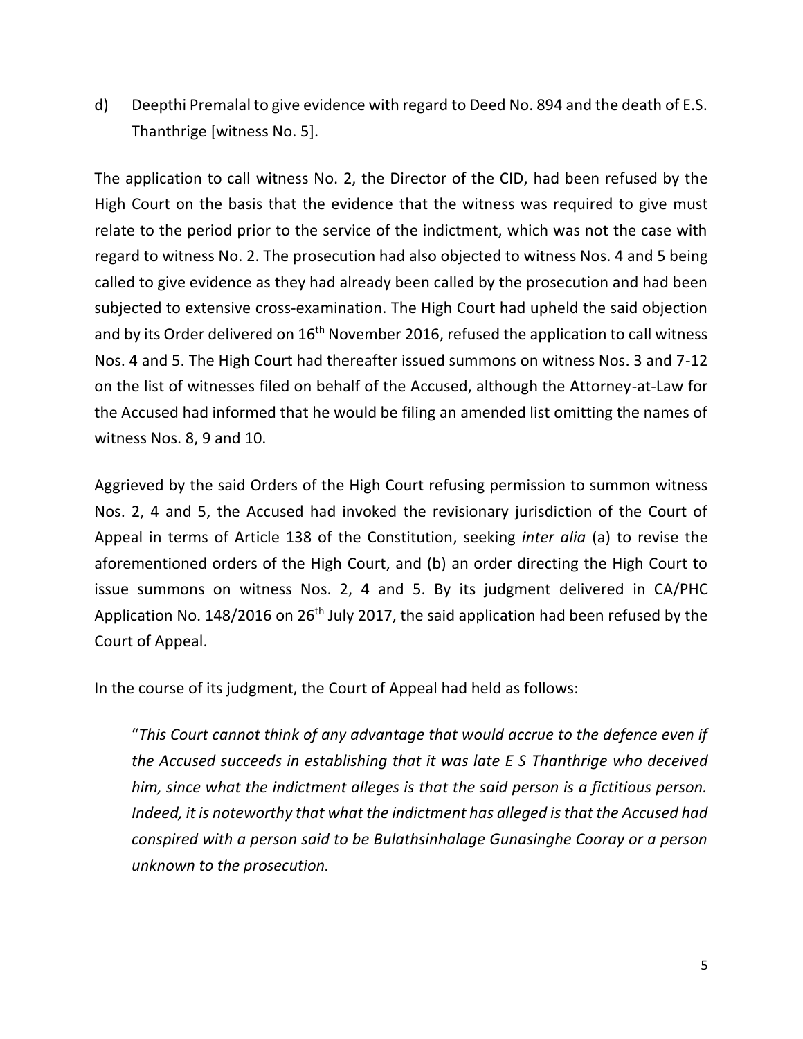d) Deepthi Premalal to give evidence with regard to Deed No. 894 and the death of E.S. Thanthrige [witness No. 5].

The application to call witness No. 2, the Director of the CID, had been refused by the High Court on the basis that the evidence that the witness was required to give must relate to the period prior to the service of the indictment, which was not the case with regard to witness No. 2. The prosecution had also objected to witness Nos. 4 and 5 being called to give evidence as they had already been called by the prosecution and had been subjected to extensive cross-examination. The High Court had upheld the said objection and by its Order delivered on 16th November 2016, refused the application to call witness Nos. 4 and 5. The High Court had thereafter issued summons on witness Nos. 3 and 7-12 on the list of witnesses filed on behalf of the Accused, although the Attorney-at-Law for the Accused had informed that he would be filing an amended list omitting the names of witness Nos. 8, 9 and 10.

Aggrieved by the said Orders of the High Court refusing permission to summon witness Nos. 2, 4 and 5, the Accused had invoked the revisionary jurisdiction of the Court of Appeal in terms of Article 138 of the Constitution, seeking *inter alia* (a) to revise the aforementioned orders of the High Court, and (b) an order directing the High Court to issue summons on witness Nos. 2, 4 and 5. By its judgment delivered in CA/PHC Application No. 148/2016 on 26th July 2017, the said application had been refused by the Court of Appeal.

In the course of its judgment, the Court of Appeal had held as follows:

> "*This Court cannot think of any advantage that would accrue to the defence even if the Accused succeeds in establishing that it was late E S Thanthrige who deceived him, since what the indictment alleges is that the said person is a fictitious person. Indeed, it is noteworthy that what the indictment has alleged is that the Accused had conspired with a person said to be Bulathsinhalage Gunasinghe Cooray or a person unknown to the prosecution.*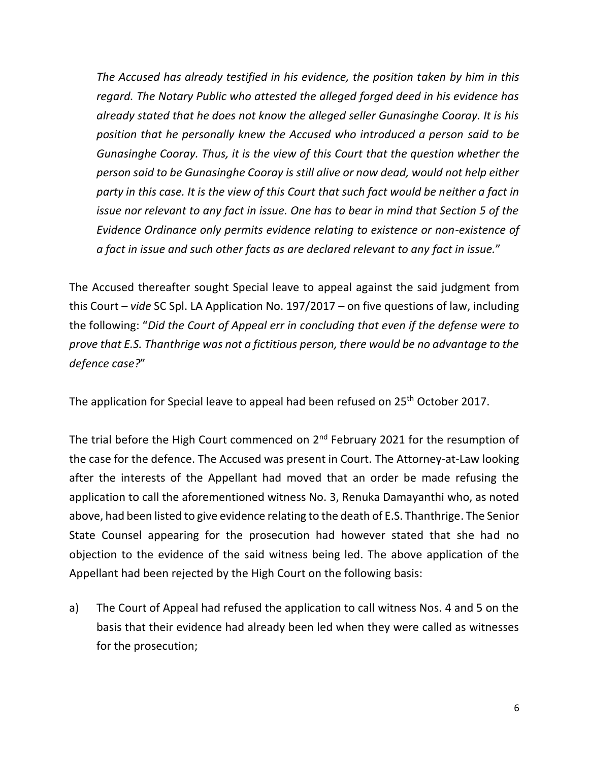*The Accused has already testified in his evidence, the position taken by him in this regard. The Notary Public who attested the alleged forged deed in his evidence has already stated that he does not know the alleged seller Gunasinghe Cooray. It is his position that he personally knew the Accused who introduced a person said to be Gunasinghe Cooray. Thus, it is the view of this Court that the question whether the person said to be Gunasinghe Cooray is still alive or now dead, would not help either party in this case. It is the view of this Court that such fact would be neither a fact in issue nor relevant to any fact in issue. One has to bear in mind that Section 5 of the Evidence Ordinance only permits evidence relating to existence or non-existence of a fact in issue and such other facts as are declared relevant to any fact in issue.*"

The Accused thereafter sought Special leave to appeal against the said judgment from this Court – *vide* SC Spl. LA Application No. 197/2017 – on five questions of law, including the following: "*Did the Court of Appeal err in concluding that even if the defense were to prove that E.S. Thanthrige was not a fictitious person, there would be no advantage to the defence case?*"

The application for Special leave to appeal had been refused on 25th October 2017.

The trial before the High Court commenced on 2nd February 2021 for the resumption of the case for the defence. The Accused was present in Court. The Attorney-at-Law looking after the interests of the Appellant had moved that an order be made refusing the application to call the aforementioned witness No. 3, Renuka Damayanthi who, as noted above, had been listed to give evidence relating to the death of E.S. Thanthrige. The Senior State Counsel appearing for the prosecution had however stated that she had no objection to the evidence of the said witness being led. The above application of the Appellant had been rejected by the High Court on the following basis:

a) The Court of Appeal had refused the application to call witness Nos. 4 and 5 on the basis that their evidence had already been led when they were called as witnesses for the prosecution;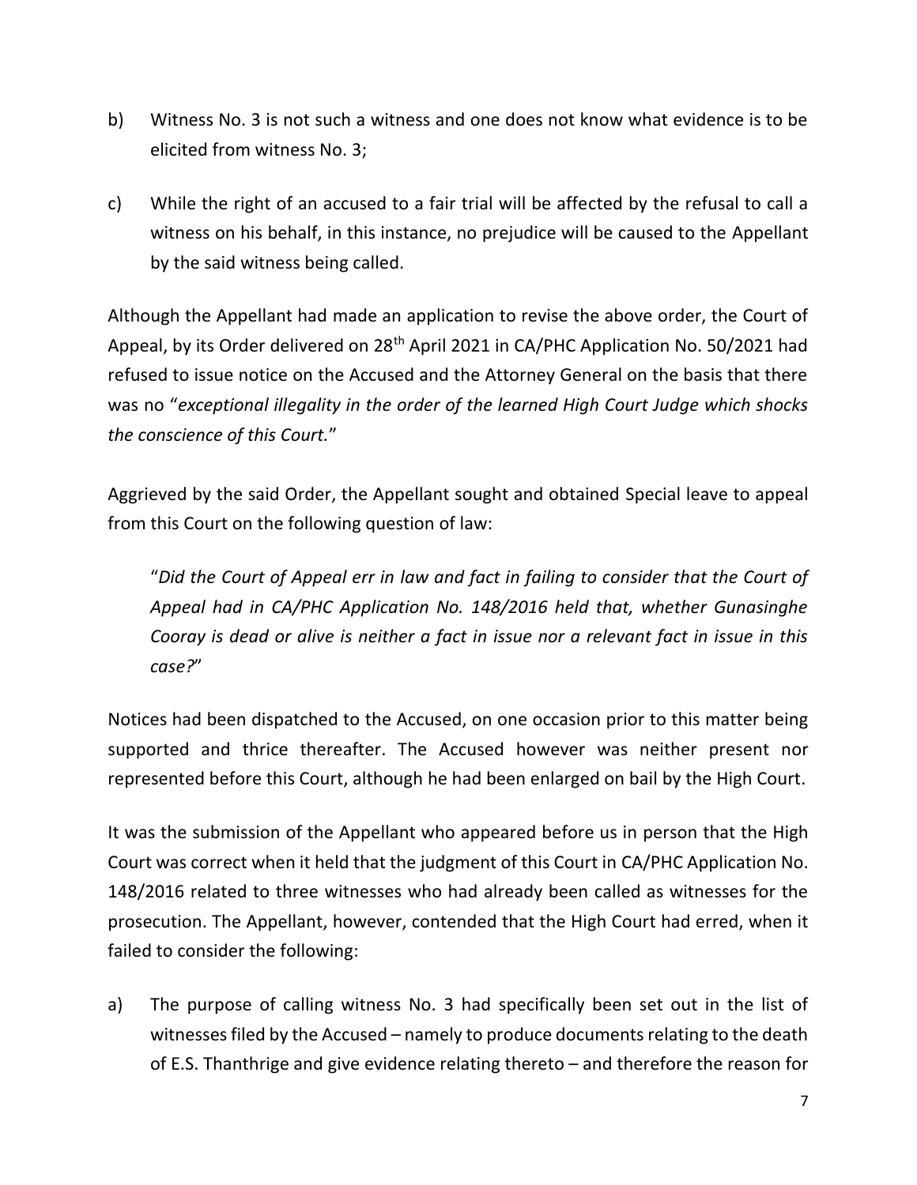b) Witness No. 3 is not such a witness and one does not know what evidence is to be elicited from witness No. 3;

c) While the right of an accused to a fair trial will be affected by the refusal to call a witness on his behalf, in this instance, no prejudice will be caused to the Appellant by the said witness being called.

Although the Appellant had made an application to revise the above order, the Court of Appeal, by its Order delivered on 28th April 2021 in CA/PHC Application No. 50/2021 had refused to issue notice on the Accused and the Attorney General on the basis that there was no "*exceptional illegality in the order of the learned High Court Judge which shocks the conscience of this Court.*"

Aggrieved by the said Order, the Appellant sought and obtained Special leave to appeal from this Court on the following question of law:

> "*Did the Court of Appeal err in law and fact in failing to consider that the Court of Appeal had in CA/PHC Application No. 148/2016 held that, whether Gunasinghe Cooray is dead or alive is neither a fact in issue nor a relevant fact in issue in this case?*"

Notices had been dispatched to the Accused, on one occasion prior to this matter being supported and thrice thereafter. The Accused however was neither present nor represented before this Court, although he had been enlarged on bail by the High Court.

It was the submission of the Appellant who appeared before us in person that the High Court was correct when it held that the judgment of this Court in CA/PHC Application No. 148/2016 related to three witnesses who had already been called as witnesses for the prosecution. The Appellant, however, contended that the High Court had erred, when it failed to consider the following:

a) The purpose of calling witness No. 3 had specifically been set out in the list of witnesses filed by the Accused – namely to produce documents relating to the death of E.S. Thanthrige and give evidence relating thereto – and therefore the reason for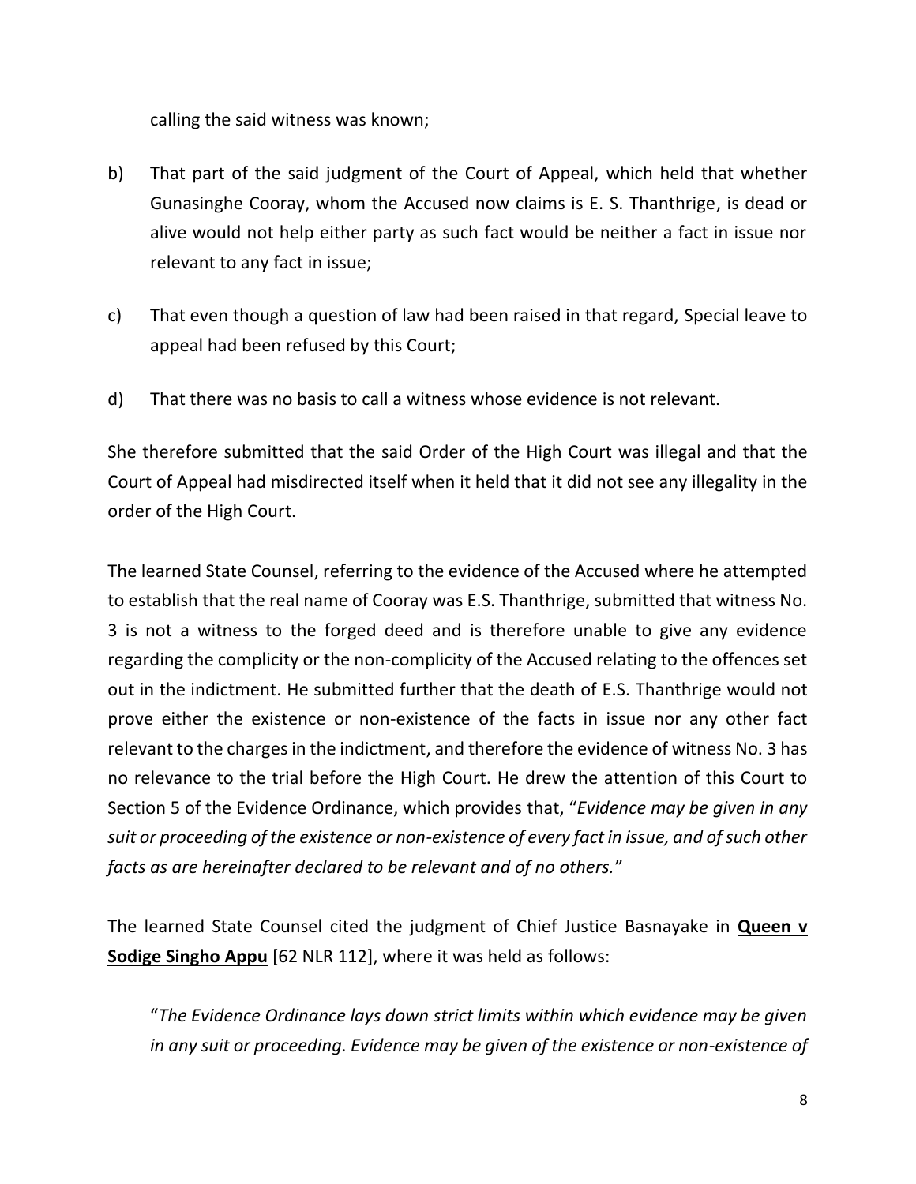calling the said witness was known;

b) That part of the said judgment of the Court of Appeal, which held that whether Gunasinghe Cooray, whom the Accused now claims is E. S. Thanthrige, is dead or alive would not help either party as such fact would be neither a fact in issue nor relevant to any fact in issue;

c) That even though a question of law had been raised in that regard, Special leave to appeal had been refused by this Court;

d) That there was no basis to call a witness whose evidence is not relevant.

She therefore submitted that the said Order of the High Court was illegal and that the Court of Appeal had misdirected itself when it held that it did not see any illegality in the order of the High Court.

The learned State Counsel, referring to the evidence of the Accused where he attempted to establish that the real name of Cooray was E.S. Thanthrige, submitted that witness No. 3 is not a witness to the forged deed and is therefore unable to give any evidence regarding the complicity or the non-complicity of the Accused relating to the offences set out in the indictment. He submitted further that the death of E.S. Thanthrige would not prove either the existence or non-existence of the facts in issue nor any other fact relevant to the charges in the indictment, and therefore the evidence of witness No. 3 has no relevance to the trial before the High Court. He drew the attention of this Court to Section 5 of the Evidence Ordinance, which provides that, "*Evidence may be given in any suit or proceeding of the existence or non-existence of every fact in issue, and of such other facts as are hereinafter declared to be relevant and of no others.*"

The learned State Counsel cited the judgment of Chief Justice Basnayake in **Queen v Sodige Singho Appu** [62 NLR 112], where it was held as follows:

"*The Evidence Ordinance lays down strict limits within which evidence may be given in any suit or proceeding. Evidence may be given of the existence or non-existence of*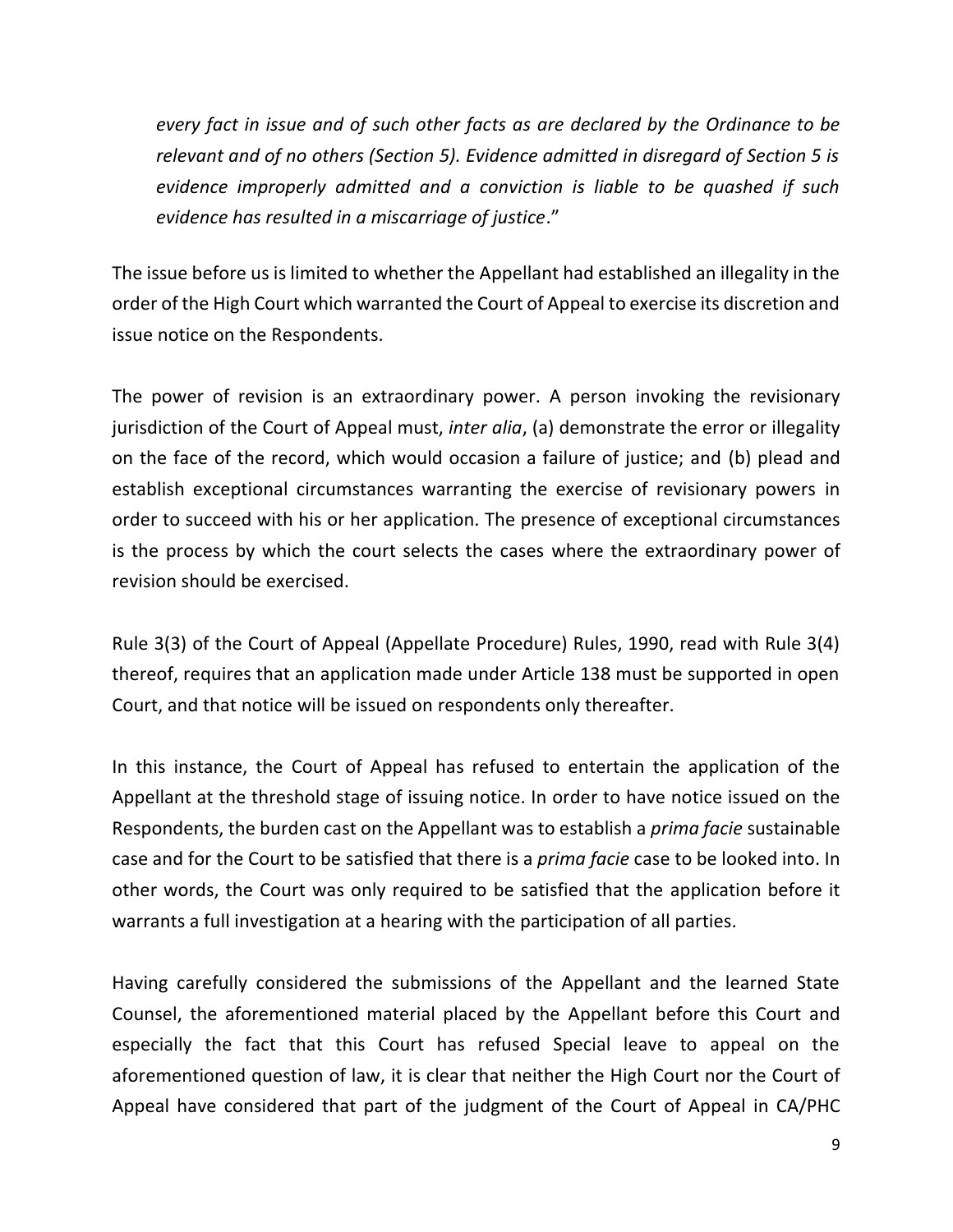*every fact in issue and of such other facts as are declared by the Ordinance to be relevant and of no others (Section 5). Evidence admitted in disregard of Section 5 is evidence improperly admitted and a conviction is liable to be quashed if such evidence has resulted in a miscarriage of justice*."

The issue before us is limited to whether the Appellant had established an illegality in the order of the High Court which warranted the Court of Appeal to exercise its discretion and issue notice on the Respondents.

The power of revision is an extraordinary power. A person invoking the revisionary jurisdiction of the Court of Appeal must, *inter alia*, (a) demonstrate the error or illegality on the face of the record, which would occasion a failure of justice; and (b) plead and establish exceptional circumstances warranting the exercise of revisionary powers in order to succeed with his or her application. The presence of exceptional circumstances is the process by which the court selects the cases where the extraordinary power of revision should be exercised.

Rule 3(3) of the Court of Appeal (Appellate Procedure) Rules, 1990, read with Rule 3(4) thereof, requires that an application made under Article 138 must be supported in open Court, and that notice will be issued on respondents only thereafter.

In this instance, the Court of Appeal has refused to entertain the application of the Appellant at the threshold stage of issuing notice. In order to have notice issued on the Respondents, the burden cast on the Appellant was to establish a *prima facie* sustainable case and for the Court to be satisfied that there is a *prima facie* case to be looked into. In other words, the Court was only required to be satisfied that the application before it warrants a full investigation at a hearing with the participation of all parties.

Having carefully considered the submissions of the Appellant and the learned State Counsel, the aforementioned material placed by the Appellant before this Court and especially the fact that this Court has refused Special leave to appeal on the aforementioned question of law, it is clear that neither the High Court nor the Court of Appeal have considered that part of the judgment of the Court of Appeal in CA/PHC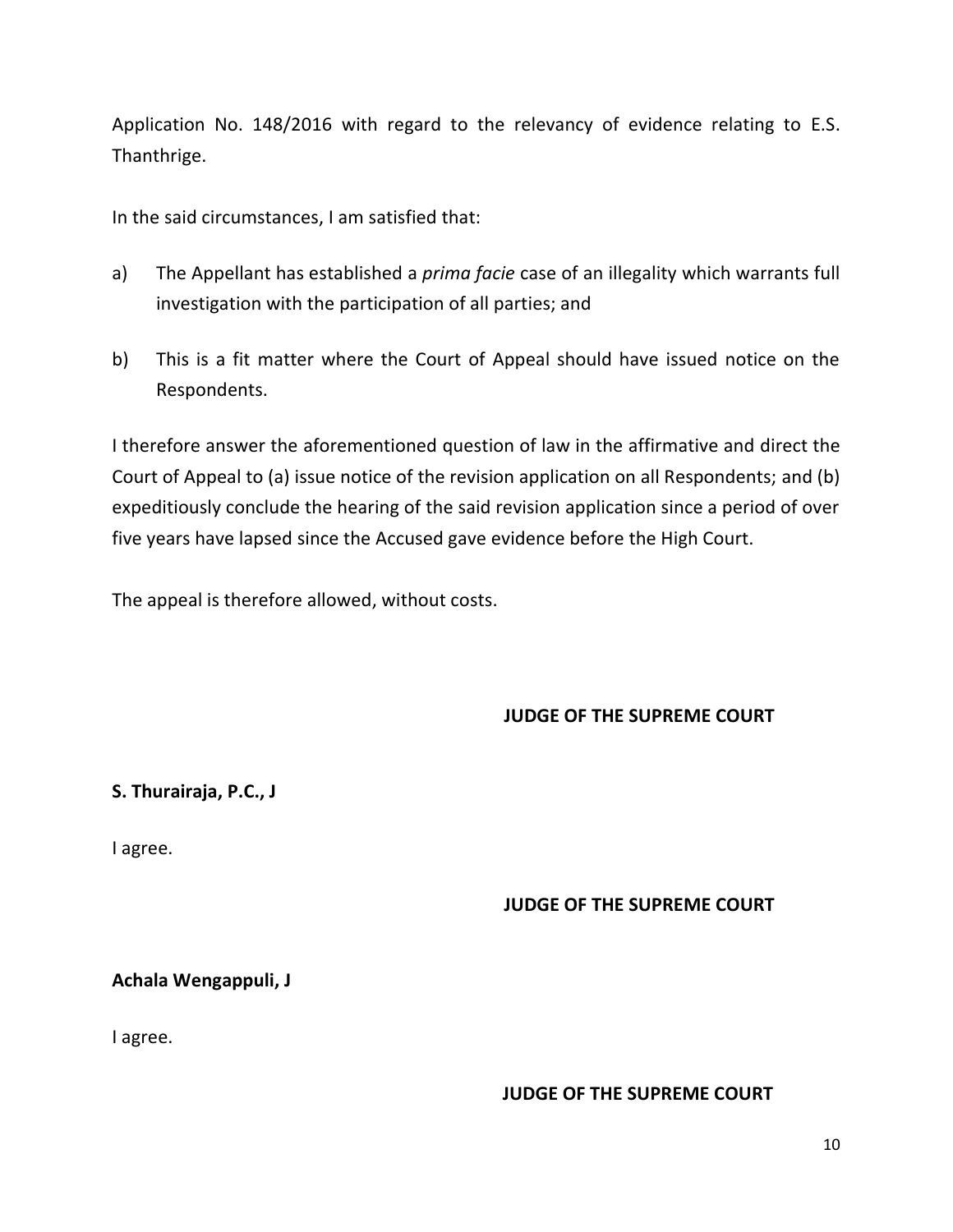Application No. 148/2016 with regard to the relevancy of evidence relating to E.S. Thanthrige.

In the said circumstances, I am satisfied that:

a) The Appellant has established a *prima facie* case of an illegality which warrants full investigation with the participation of all parties; and

b) This is a fit matter where the Court of Appeal should have issued notice on the Respondents.

I therefore answer the aforementioned question of law in the affirmative and direct the Court of Appeal to (a) issue notice of the revision application on all Respondents; and (b) expeditiously conclude the hearing of the said revision application since a period of over five years have lapsed since the Accused gave evidence before the High Court.

The appeal is therefore allowed, without costs.

**JUDGE OF THE SUPREME COURT**

**S. Thurairaja, P.C., J**

I agree.

**JUDGE OF THE SUPREME COURT**

**Achala Wengappuli, J**

I agree.

**JUDGE OF THE SUPREME COURT**